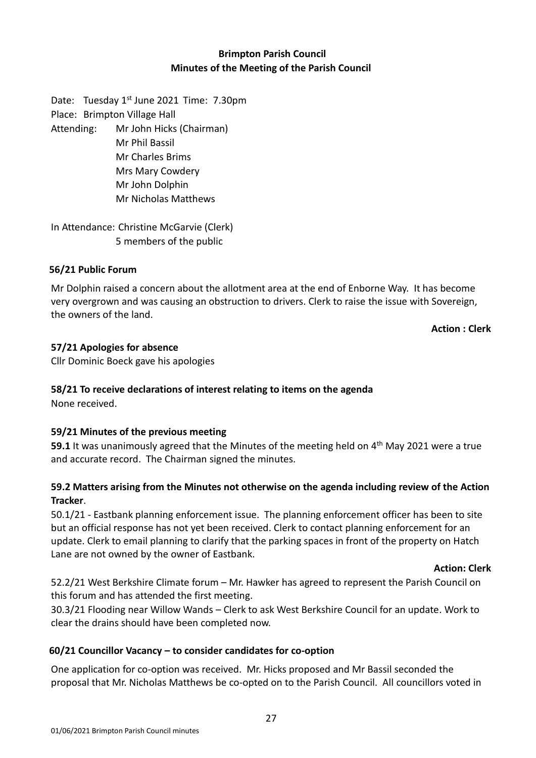**Brimpton Parish Council**
**Minutes of the Meeting of the Parish Council**

Date: Tuesday 1st June 2021 Time: 7.30pm
Place: Brimpton Village Hall
Attending: Mr John Hicks (Chairman)
Mr Phil Bassil
Mr Charles Brims
Mrs Mary Cowdery
Mr John Dolphin
Mr Nicholas Matthews

In Attendance: Christine McGarvie (Clerk)
5 members of the public

**56/21 Public Forum**

Mr Dolphin raised a concern about the allotment area at the end of Enborne Way. It has become very overgrown and was causing an obstruction to drivers. Clerk to raise the issue with Sovereign, the owners of the land.

**Action : Clerk**

**57/21 Apologies for absence**

Cllr Dominic Boeck gave his apologies

**58/21 To receive declarations of interest relating to items on the agenda**

None received.

**59/21 Minutes of the previous meeting**

**59.1** It was unanimously agreed that the Minutes of the meeting held on 4th May 2021 were a true and accurate record. The Chairman signed the minutes.

**59.2 Matters arising from the Minutes not otherwise on the agenda including review of the Action Tracker**.

50.1/21 - Eastbank planning enforcement issue. The planning enforcement officer has been to site but an official response has not yet been received. Clerk to contact planning enforcement for an update. Clerk to email planning to clarify that the parking spaces in front of the property on Hatch Lane are not owned by the owner of Eastbank.

**Action: Clerk**

52.2/21 West Berkshire Climate forum – Mr. Hawker has agreed to represent the Parish Council on this forum and has attended the first meeting.

30.3/21 Flooding near Willow Wands – Clerk to ask West Berkshire Council for an update. Work to clear the drains should have been completed now.

**60/21 Councillor Vacancy – to consider candidates for co-option**

One application for co-option was received. Mr. Hicks proposed and Mr Bassil seconded the proposal that Mr. Nicholas Matthews be co-opted on to the Parish Council. All councillors voted in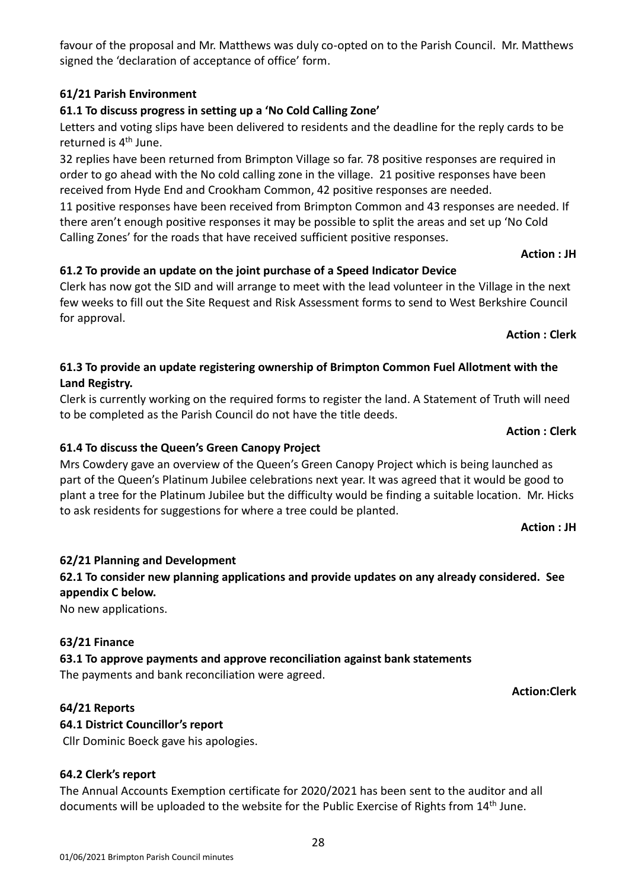favour of the proposal and Mr. Matthews was duly co-opted on to the Parish Council. Mr. Matthews signed the 'declaration of acceptance of office' form.

**61/21 Parish Environment**

**61.1 To discuss progress in setting up a 'No Cold Calling Zone'**

Letters and voting slips have been delivered to residents and the deadline for the reply cards to be returned is 4th June.

32 replies have been returned from Brimpton Village so far. 78 positive responses are required in order to go ahead with the No cold calling zone in the village. 21 positive responses have been received from Hyde End and Crookham Common, 42 positive responses are needed.

11 positive responses have been received from Brimpton Common and 43 responses are needed. If there aren't enough positive responses it may be possible to split the areas and set up 'No Cold Calling Zones' for the roads that have received sufficient positive responses.

**Action : JH**

**61.2 To provide an update on the joint purchase of a Speed Indicator Device**

Clerk has now got the SID and will arrange to meet with the lead volunteer in the Village in the next few weeks to fill out the Site Request and Risk Assessment forms to send to West Berkshire Council for approval.

**Action : Clerk**

**61.3 To provide an update registering ownership of Brimpton Common Fuel Allotment with the Land Registry.**

Clerk is currently working on the required forms to register the land. A Statement of Truth will need to be completed as the Parish Council do not have the title deeds.

**Action : Clerk**

**61.4 To discuss the Queen's Green Canopy Project**

Mrs Cowdery gave an overview of the Queen's Green Canopy Project which is being launched as part of the Queen's Platinum Jubilee celebrations next year. It was agreed that it would be good to plant a tree for the Platinum Jubilee but the difficulty would be finding a suitable location. Mr. Hicks to ask residents for suggestions for where a tree could be planted.

**Action : JH**

**62/21 Planning and Development**

**62.1 To consider new planning applications and provide updates on any already considered. See appendix C below.**

No new applications.

**63/21 Finance**

**63.1 To approve payments and approve reconciliation against bank statements**

The payments and bank reconciliation were agreed.

**Action:Clerk**

**64/21 Reports**

**64.1 District Councillor's report**

Cllr Dominic Boeck gave his apologies.

**64.2 Clerk's report**

The Annual Accounts Exemption certificate for 2020/2021 has been sent to the auditor and all documents will be uploaded to the website for the Public Exercise of Rights from 14th June.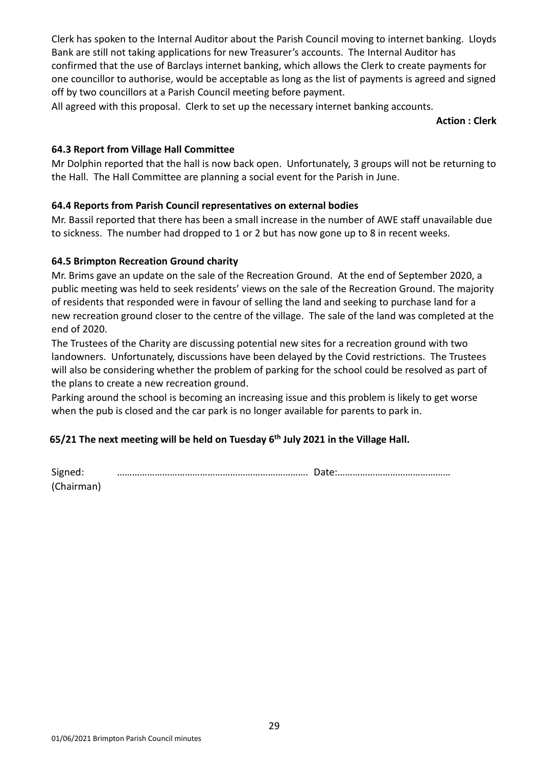Clerk has spoken to the Internal Auditor about the Parish Council moving to internet banking. Lloyds Bank are still not taking applications for new Treasurer's accounts. The Internal Auditor has confirmed that the use of Barclays internet banking, which allows the Clerk to create payments for one councillor to authorise, would be acceptable as long as the list of payments is agreed and signed off by two councillors at a Parish Council meeting before payment.

All agreed with this proposal. Clerk to set up the necessary internet banking accounts.

**Action : Clerk**

### 64.3 Report from Village Hall Committee

Mr Dolphin reported that the hall is now back open. Unfortunately, 3 groups will not be returning to the Hall. The Hall Committee are planning a social event for the Parish in June.

### 64.4 Reports from Parish Council representatives on external bodies

Mr. Bassil reported that there has been a small increase in the number of AWE staff unavailable due to sickness. The number had dropped to 1 or 2 but has now gone up to 8 in recent weeks.

### 64.5 Brimpton Recreation Ground charity

Mr. Brims gave an update on the sale of the Recreation Ground. At the end of September 2020, a public meeting was held to seek residents' views on the sale of the Recreation Ground. The majority of residents that responded were in favour of selling the land and seeking to purchase land for a new recreation ground closer to the centre of the village. The sale of the land was completed at the end of 2020.

The Trustees of the Charity are discussing potential new sites for a recreation ground with two landowners. Unfortunately, discussions have been delayed by the Covid restrictions. The Trustees will also be considering whether the problem of parking for the school could be resolved as part of the plans to create a new recreation ground.

Parking around the school is becoming an increasing issue and this problem is likely to get worse when the pub is closed and the car park is no longer available for parents to park in.

### 65/21 The next meeting will be held on Tuesday 6th July 2021 in the Village Hall.

Signed: ………………………………………………………………. Date:………………………………………
(Chairman)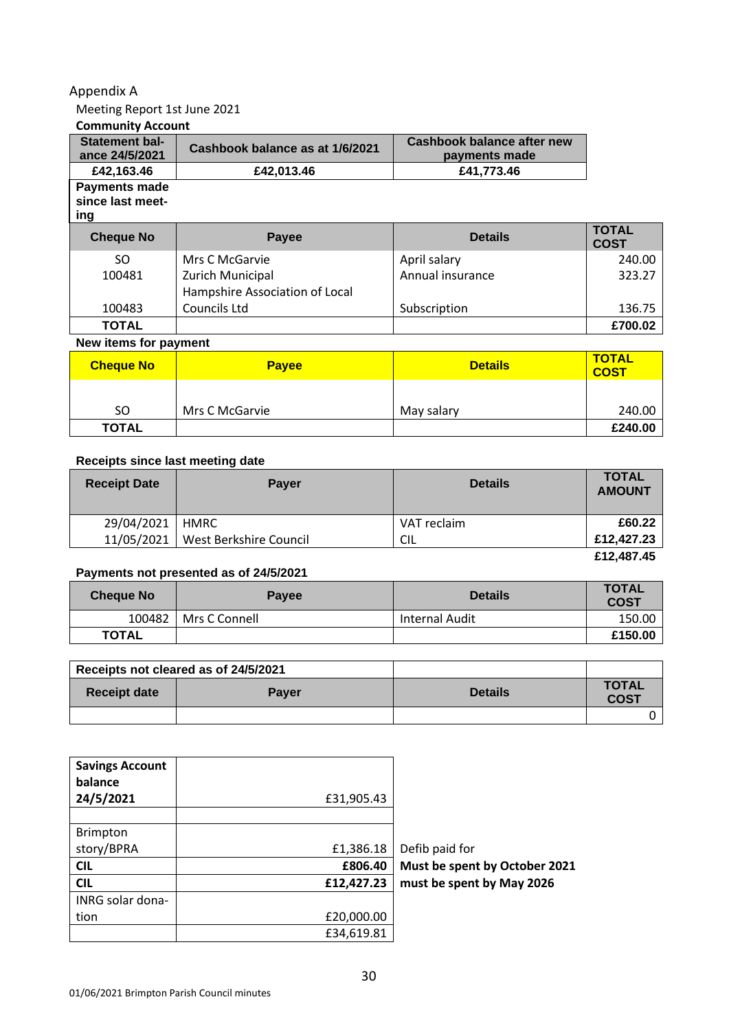Appendix A

Meeting Report 1st June 2021

**Community Account**

| Statement balance 24/5/2021 | Cashbook balance as at 1/6/2021 | Cashbook balance after new payments made |
|---|---|---|
| £42,163.46 | £42,013.46 | £41,773.46 |

**Payments made since last meeting**

| Cheque No | Payee | Details | TOTAL COST |
|---|---|---|---|
| SO | Mrs C McGarvie | April salary | 240.00 |
| 100481 | Zurich Municipal | Annual insurance | 323.27 |
| 100483 | Hampshire Association of Local Councils Ltd | Subscription | 136.75 |
| TOTAL | | | £700.02 |

**New items for payment**

| Cheque No | Payee | Details | TOTAL COST |
|---|---|---|---|
| SO | Mrs C McGarvie | May salary | 240.00 |
| TOTAL | | | £240.00 |

**Receipts since last meeting date**

| Receipt Date | Payer | Details | TOTAL AMOUNT |
|---|---|---|---|
| 29/04/2021 | HMRC | VAT reclaim | £60.22 |
| 11/05/2021 | West Berkshire Council | CIL | £12,427.23 |
| | | | £12,487.45 |

**Payments not presented as of 24/5/2021**

| Cheque No | Payee | Details | TOTAL COST |
|---|---|---|---|
| 100482 | Mrs C Connell | Internal Audit | 150.00 |
| TOTAL | | | £150.00 |

**Receipts not cleared as of 24/5/2021**

| Receipt date | Payer | Details | TOTAL COST |
|---|---|---|---|
| | | | 0 |

| | | |
|---|---|---|
| **Savings Account balance 24/5/2021** | £31,905.43 | |
| | | |
| Brimpton story/BPRA | £1,386.18 | Defib paid for |
| **CIL** | **£806.40** | **Must be spent by October 2021** |
| **CIL** | **£12,427.23** | **must be spent by May 2026** |
| INRG solar donation | £20,000.00 | |
| | £34,619.81 | |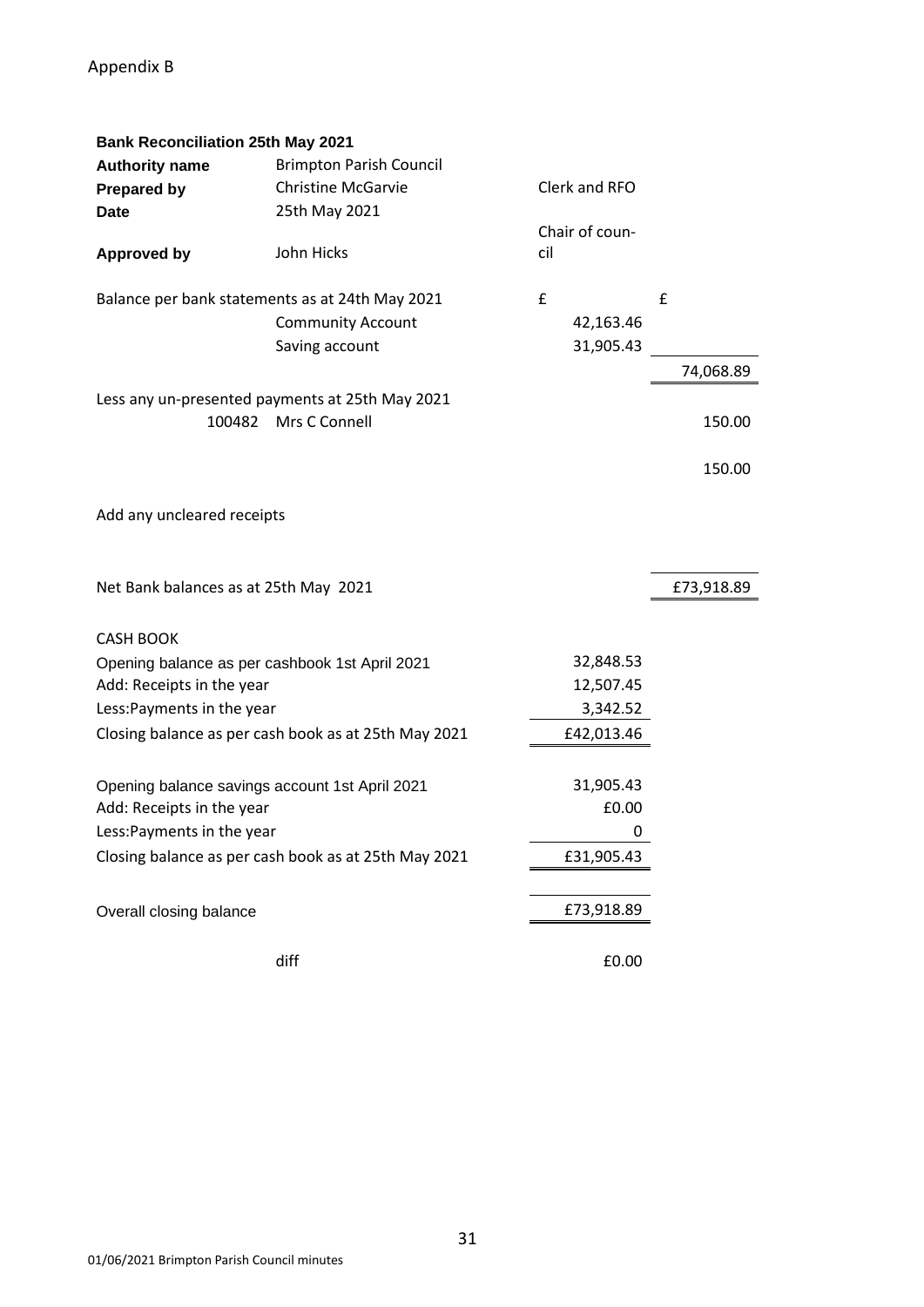Appendix B

**Bank Reconciliation 25th May 2021**

| | | | |
|---|---|---|---|
| **Authority name** | Brimpton Parish Council | | |
| **Prepared by** | Christine McGarvie | Clerk and RFO | |
| **Date** | 25th May 2021 | | |
| **Approved by** | John Hicks | Chair of council | |
| Balance per bank statements as at 24th May 2021 | | £ | £ |
| | Community Account | 42,163.46 | |
| | Saving account | 31,905.43 | |
| | | | 74,068.89 |
| Less any un-presented payments at 25th May 2021 | | | |
| 100482 | Mrs C Connell | | 150.00 |
| | | | 150.00 |
| Add any uncleared receipts | | | |
| Net Bank balances as at 25th May 2021 | | | £73,918.89 |
| CASH BOOK | | | |
| Opening balance as per cashbook 1st April 2021 | | 32,848.53 | |
| Add: Receipts in the year | | 12,507.45 | |
| Less:Payments in the year | | 3,342.52 | |
| Closing balance as per cash book as at 25th May 2021 | | £42,013.46 | |
| Opening balance savings account 1st April 2021 | | 31,905.43 | |
| Add: Receipts in the year | | £0.00 | |
| Less:Payments in the year | | 0 | |
| Closing balance as per cash book as at 25th May 2021 | | £31,905.43 | |
| Overall closing balance | | £73,918.89 | |
| | diff | £0.00 | |

01/06/2021 Brimpton Parish Council minutes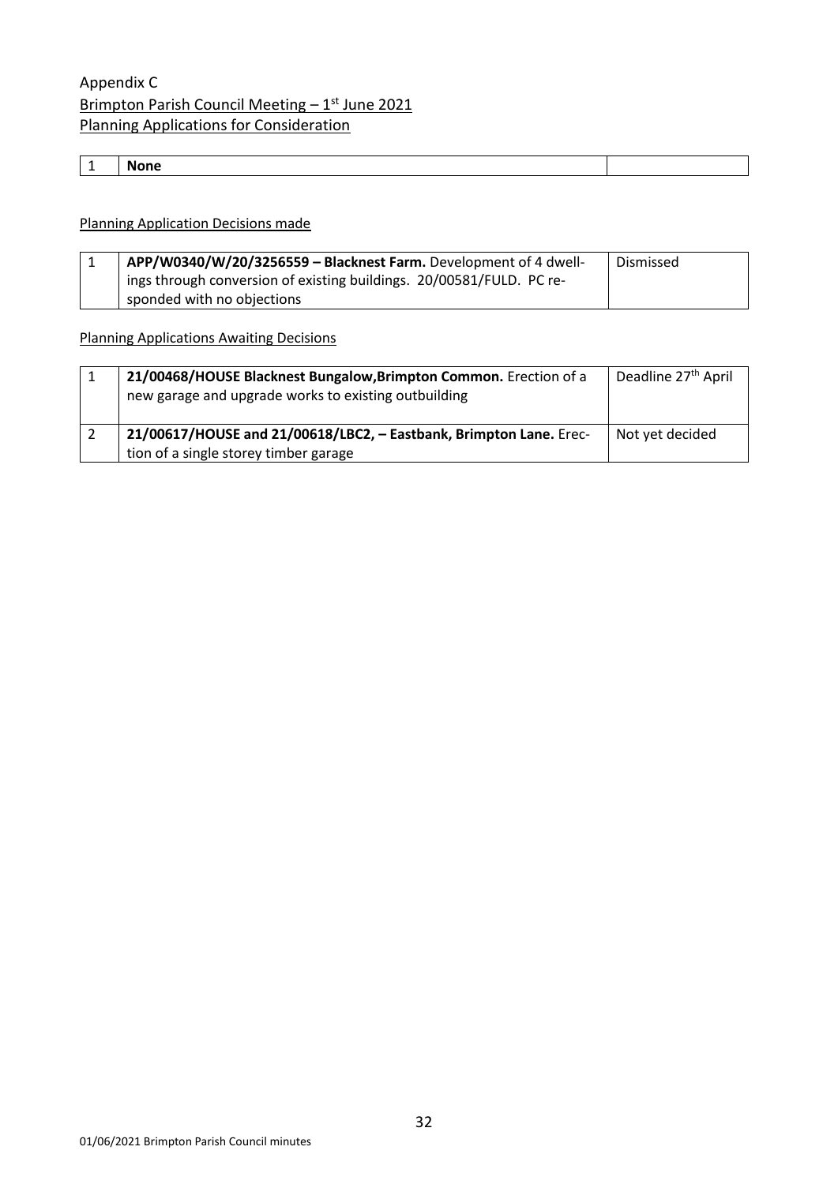Appendix C

Brimpton Parish Council Meeting – 1st June 2021

Planning Applications for Consideration

| | | |
|---|---|---|
| 1 | **None** | |

Planning Application Decisions made

| | | |
|---|---|---|
| 1 | **APP/W0340/W/20/3256559 – Blacknest Farm.** Development of 4 dwellings through conversion of existing buildings. 20/00581/FULD. PC responded with no objections | Dismissed |

Planning Applications Awaiting Decisions

| | | |
|---|---|---|
| 1 | **21/00468/HOUSE Blacknest Bungalow,Brimpton Common.** Erection of a new garage and upgrade works to existing outbuilding | Deadline 27th April |
| 2 | **21/00617/HOUSE and 21/00618/LBC2, – Eastbank, Brimpton Lane.** Erection of a single storey timber garage | Not yet decided |